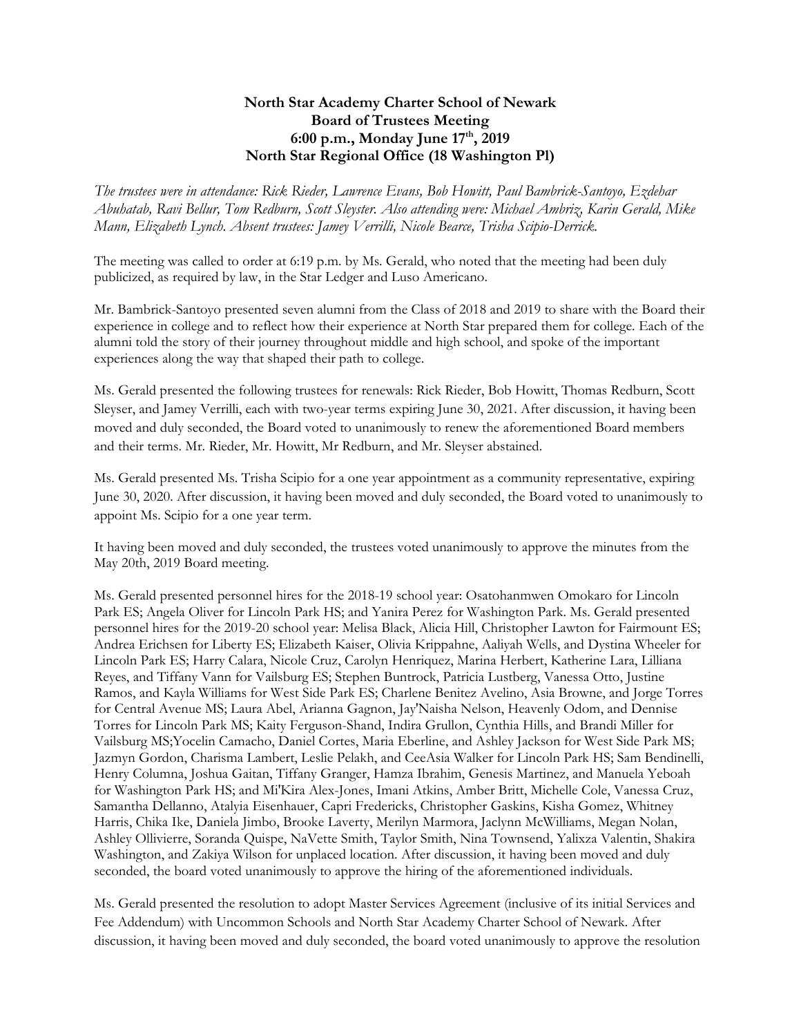**North Star Academy Charter School of Newark**
**Board of Trustees Meeting**
**6:00 p.m., Monday June 17th, 2019**
**North Star Regional Office (18 Washington Pl)**

*The trustees were in attendance: Rick Rieder, Lawrence Evans, Bob Howitt, Paul Bambrick-Santoyo, Ezdehar Abuhatab, Ravi Bellur, Tom Redburn, Scott Sleyster. Also attending were: Michael Ambriz, Karin Gerald, Mike Mann, Elizabeth Lynch. Absent trustees: Jamey Verrilli, Nicole Bearce, Trisha Scipio-Derrick.*

The meeting was called to order at 6:19 p.m. by Ms. Gerald, who noted that the meeting had been duly publicized, as required by law, in the Star Ledger and Luso Americano.

Mr. Bambrick-Santoyo presented seven alumni from the Class of 2018 and 2019 to share with the Board their experience in college and to reflect how their experience at North Star prepared them for college. Each of the alumni told the story of their journey throughout middle and high school, and spoke of the important experiences along the way that shaped their path to college.

Ms. Gerald presented the following trustees for renewals: Rick Rieder, Bob Howitt, Thomas Redburn, Scott Sleyser, and Jamey Verrilli, each with two-year terms expiring June 30, 2021. After discussion, it having been moved and duly seconded, the Board voted to unanimously to renew the aforementioned Board members and their terms. Mr. Rieder, Mr. Howitt, Mr Redburn, and Mr. Sleyser abstained.

Ms. Gerald presented Ms. Trisha Scipio for a one year appointment as a community representative, expiring June 30, 2020. After discussion, it having been moved and duly seconded, the Board voted to unanimously to appoint Ms. Scipio for a one year term.

It having been moved and duly seconded, the trustees voted unanimously to approve the minutes from the May 20th, 2019 Board meeting.

Ms. Gerald presented personnel hires for the 2018-19 school year: Osatohanmwen Omokaro for Lincoln Park ES; Angela Oliver for Lincoln Park HS; and Yanira Perez for Washington Park. Ms. Gerald presented personnel hires for the 2019-20 school year: Melisa Black, Alicia Hill, Christopher Lawton for Fairmount ES; Andrea Erichsen for Liberty ES; Elizabeth Kaiser, Olivia Krippahne, Aaliyah Wells, and Dystina Wheeler for Lincoln Park ES; Harry Calara, Nicole Cruz, Carolyn Henriquez, Marina Herbert, Katherine Lara, Lilliana Reyes, and Tiffany Vann for Vailsburg ES; Stephen Buntrock, Patricia Lustberg, Vanessa Otto, Justine Ramos, and Kayla Williams for West Side Park ES; Charlene Benitez Avelino, Asia Browne, and Jorge Torres for Central Avenue MS; Laura Abel, Arianna Gagnon, Jay'Naisha Nelson, Heavenly Odom, and Dennise Torres for Lincoln Park MS; Kaity Ferguson-Shand, Indira Grullon, Cynthia Hills, and Brandi Miller for Vailsburg MS;Yocelin Camacho, Daniel Cortes, Maria Eberline, and Ashley Jackson for West Side Park MS; Jazmyn Gordon, Charisma Lambert, Leslie Pelakh, and CeeAsia Walker for Lincoln Park HS; Sam Bendinelli, Henry Columna, Joshua Gaitan, Tiffany Granger, Hamza Ibrahim, Genesis Martinez, and Manuela Yeboah for Washington Park HS; and Mi'Kira Alex-Jones, Imani Atkins, Amber Britt, Michelle Cole, Vanessa Cruz, Samantha Dellanno, Atalyia Eisenhauer, Capri Fredericks, Christopher Gaskins, Kisha Gomez, Whitney Harris, Chika Ike, Daniela Jimbo, Brooke Laverty, Merilyn Marmora, Jaclynn McWilliams, Megan Nolan, Ashley Ollivierre, Soranda Quispe, NaVette Smith, Taylor Smith, Nina Townsend, Yalixza Valentin, Shakira Washington, and Zakiya Wilson for unplaced location. After discussion, it having been moved and duly seconded, the board voted unanimously to approve the hiring of the aforementioned individuals.

Ms. Gerald presented the resolution to adopt Master Services Agreement (inclusive of its initial Services and Fee Addendum) with Uncommon Schools and North Star Academy Charter School of Newark. After discussion, it having been moved and duly seconded, the board voted unanimously to approve the resolution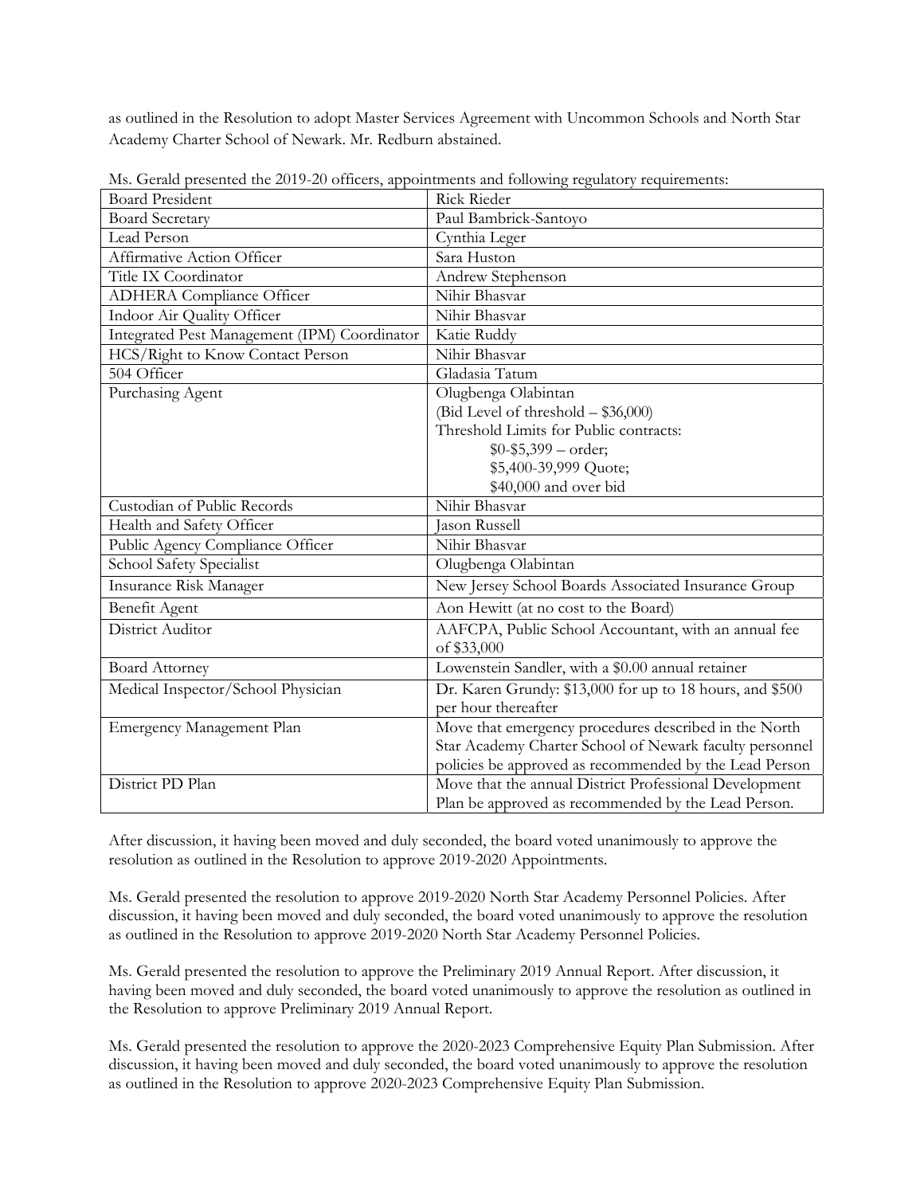as outlined in the Resolution to adopt Master Services Agreement with Uncommon Schools and North Star Academy Charter School of Newark. Mr. Redburn abstained.

Ms. Gerald presented the 2019-20 officers, appointments and following regulatory requirements:

| Board President | Rick Rieder |
|---|---|
| Board Secretary | Paul Bambrick-Santoyo |
| Lead Person | Cynthia Leger |
| Affirmative Action Officer | Sara Huston |
| Title IX Coordinator | Andrew Stephenson |
| ADHERA Compliance Officer | Nihir Bhasvar |
| Indoor Air Quality Officer | Nihir Bhasvar |
| Integrated Pest Management (IPM) Coordinator | Katie Ruddy |
| HCS/Right to Know Contact Person | Nihir Bhasvar |
| 504 Officer | Gladasia Tatum |
| Purchasing Agent | Olugbenga Olabintan<br>(Bid Level of threshold – $36,000)<br>Threshold Limits for Public contracts:<br>$0-$5,399 – order;<br>$5,400-39,999 Quote;<br>$40,000 and over bid |
| Custodian of Public Records | Nihir Bhasvar |
| Health and Safety Officer | Jason Russell |
| Public Agency Compliance Officer | Nihir Bhasvar |
| School Safety Specialist | Olugbenga Olabintan |
| Insurance Risk Manager | New Jersey School Boards Associated Insurance Group |
| Benefit Agent | Aon Hewitt (at no cost to the Board) |
| District Auditor | AAFCPA, Public School Accountant, with an annual fee of $33,000 |
| Board Attorney | Lowenstein Sandler, with a $0.00 annual retainer |
| Medical Inspector/School Physician | Dr. Karen Grundy: $13,000 for up to 18 hours, and $500 per hour thereafter |
| Emergency Management Plan | Move that emergency procedures described in the North Star Academy Charter School of Newark faculty personnel policies be approved as recommended by the Lead Person |
| District PD Plan | Move that the annual District Professional Development Plan be approved as recommended by the Lead Person. |

After discussion, it having been moved and duly seconded, the board voted unanimously to approve the resolution as outlined in the Resolution to approve 2019-2020 Appointments.

Ms. Gerald presented the resolution to approve 2019-2020 North Star Academy Personnel Policies. After discussion, it having been moved and duly seconded, the board voted unanimously to approve the resolution as outlined in the Resolution to approve 2019-2020 North Star Academy Personnel Policies.

Ms. Gerald presented the resolution to approve the Preliminary 2019 Annual Report. After discussion, it having been moved and duly seconded, the board voted unanimously to approve the resolution as outlined in the Resolution to approve Preliminary 2019 Annual Report.

Ms. Gerald presented the resolution to approve the 2020-2023 Comprehensive Equity Plan Submission. After discussion, it having been moved and duly seconded, the board voted unanimously to approve the resolution as outlined in the Resolution to approve 2020-2023 Comprehensive Equity Plan Submission.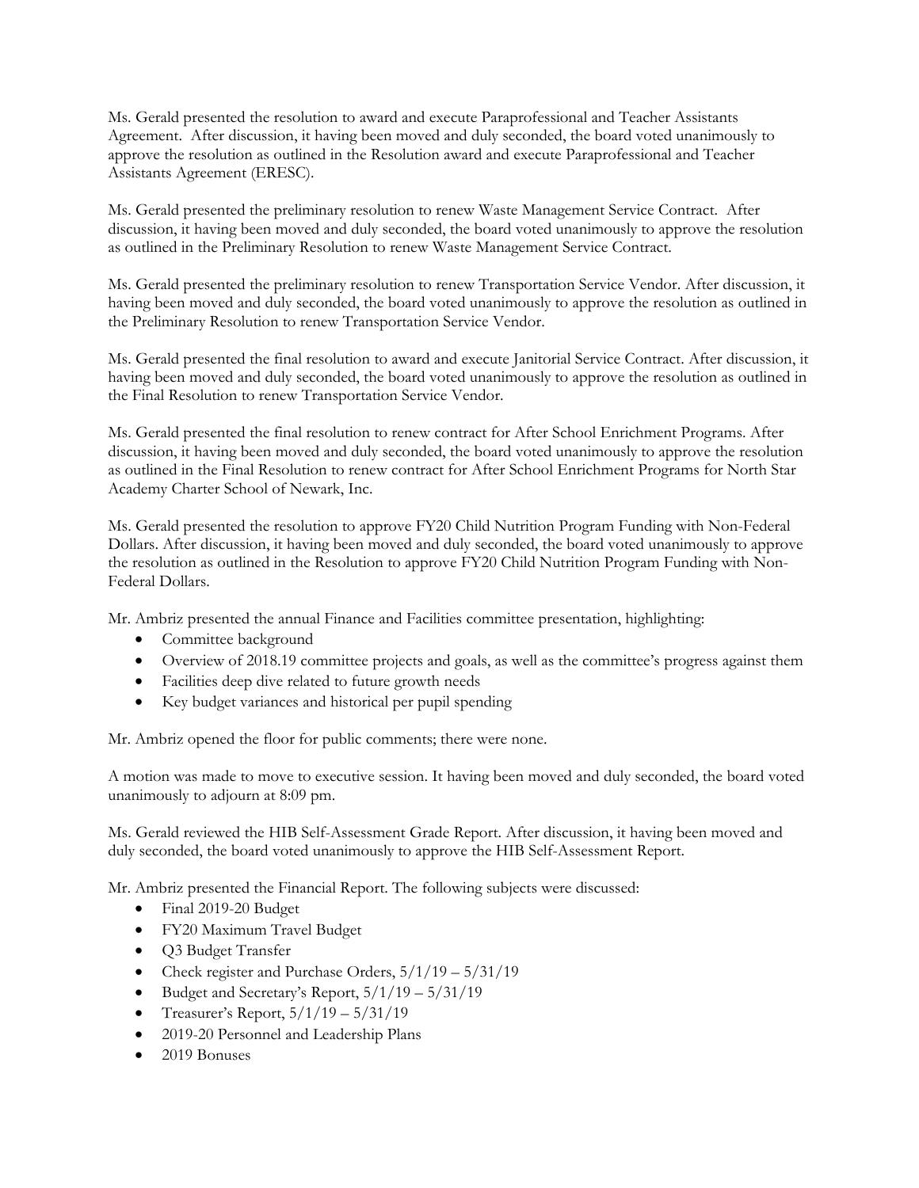Ms. Gerald presented the resolution to award and execute Paraprofessional and Teacher Assistants Agreement. After discussion, it having been moved and duly seconded, the board voted unanimously to approve the resolution as outlined in the Resolution award and execute Paraprofessional and Teacher Assistants Agreement (ERESC).

Ms. Gerald presented the preliminary resolution to renew Waste Management Service Contract. After discussion, it having been moved and duly seconded, the board voted unanimously to approve the resolution as outlined in the Preliminary Resolution to renew Waste Management Service Contract.

Ms. Gerald presented the preliminary resolution to renew Transportation Service Vendor. After discussion, it having been moved and duly seconded, the board voted unanimously to approve the resolution as outlined in the Preliminary Resolution to renew Transportation Service Vendor.

Ms. Gerald presented the final resolution to award and execute Janitorial Service Contract. After discussion, it having been moved and duly seconded, the board voted unanimously to approve the resolution as outlined in the Final Resolution to renew Transportation Service Vendor.

Ms. Gerald presented the final resolution to renew contract for After School Enrichment Programs. After discussion, it having been moved and duly seconded, the board voted unanimously to approve the resolution as outlined in the Final Resolution to renew contract for After School Enrichment Programs for North Star Academy Charter School of Newark, Inc.

Ms. Gerald presented the resolution to approve FY20 Child Nutrition Program Funding with Non-Federal Dollars. After discussion, it having been moved and duly seconded, the board voted unanimously to approve the resolution as outlined in the Resolution to approve FY20 Child Nutrition Program Funding with Non-Federal Dollars.

Mr. Ambriz presented the annual Finance and Facilities committee presentation, highlighting:

- Committee background
- Overview of 2018.19 committee projects and goals, as well as the committee's progress against them
- Facilities deep dive related to future growth needs
- Key budget variances and historical per pupil spending

Mr. Ambriz opened the floor for public comments; there were none.

A motion was made to move to executive session. It having been moved and duly seconded, the board voted unanimously to adjourn at 8:09 pm.

Ms. Gerald reviewed the HIB Self-Assessment Grade Report. After discussion, it having been moved and duly seconded, the board voted unanimously to approve the HIB Self-Assessment Report.

Mr. Ambriz presented the Financial Report. The following subjects were discussed:

- Final 2019-20 Budget
- FY20 Maximum Travel Budget
- Q3 Budget Transfer
- Check register and Purchase Orders, 5/1/19 – 5/31/19
- Budget and Secretary's Report, 5/1/19 – 5/31/19
- Treasurer's Report, 5/1/19 – 5/31/19
- 2019-20 Personnel and Leadership Plans
- 2019 Bonuses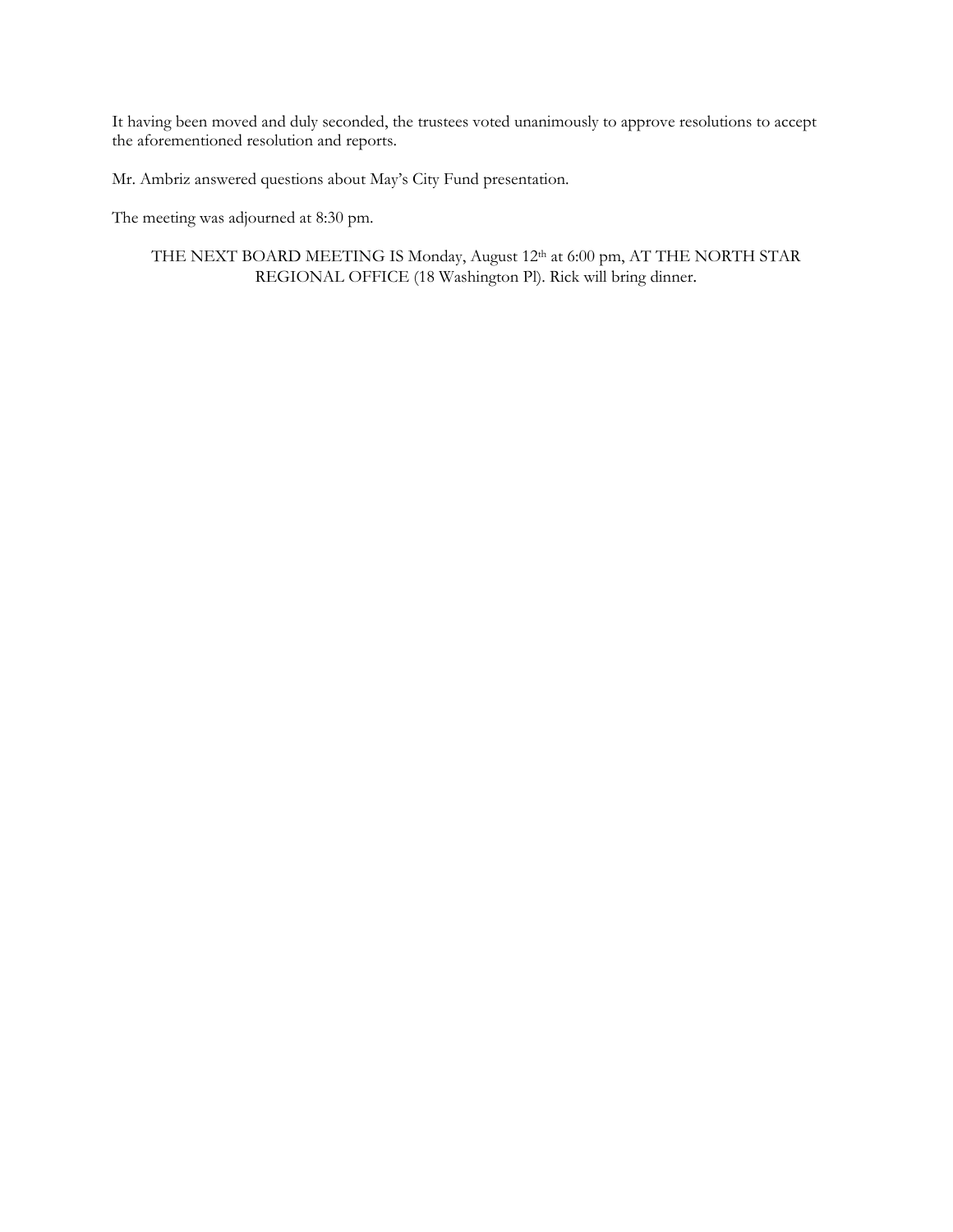It having been moved and duly seconded, the trustees voted unanimously to approve resolutions to accept the aforementioned resolution and reports.

Mr. Ambriz answered questions about May's City Fund presentation.

The meeting was adjourned at 8:30 pm.

THE NEXT BOARD MEETING IS Monday, August 12th at 6:00 pm, AT THE NORTH STAR REGIONAL OFFICE (18 Washington Pl). Rick will bring dinner.